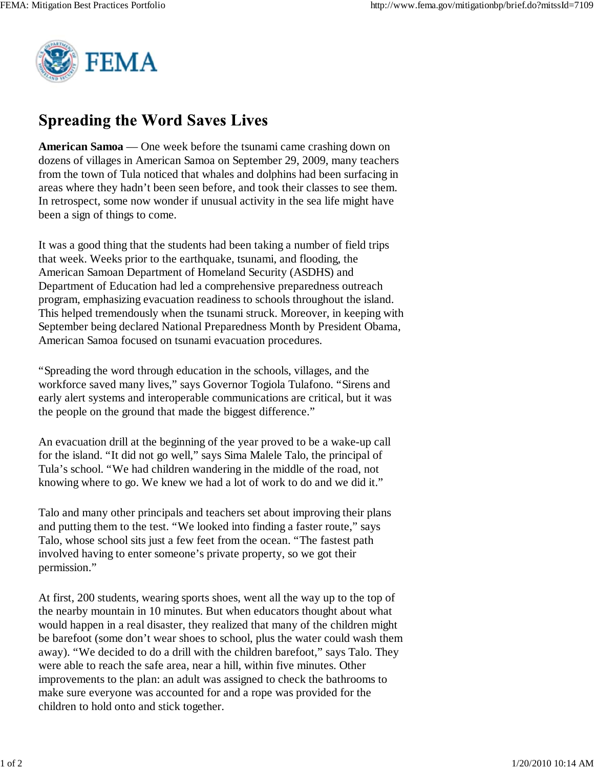# Spreading the Word Saves Lives

**American Samoa** — One week before the tsunami came crashing down on dozens of villages in American Samoa on September 29, 2009, many teachers from the town of Tula noticed that whales and dolphins had been surfacing in areas where they hadn't been seen before, and took their classes to see them. In retrospect, some now wonder if unusual activity in the sea life might have been a sign of things to come.

It was a good thing that the students had been taking a number of field trips that week. Weeks prior to the earthquake, tsunami, and flooding, the American Samoan Department of Homeland Security (ASDHS) and Department of Education had led a comprehensive preparedness outreach program, emphasizing evacuation readiness to schools throughout the island. This helped tremendously when the tsunami struck. Moreover, in keeping with September being declared National Preparedness Month by President Obama, American Samoa focused on tsunami evacuation procedures.

"Spreading the word through education in the schools, villages, and the workforce saved many lives," says Governor Togiola Tulafono. "Sirens and early alert systems and interoperable communications are critical, but it was the people on the ground that made the biggest difference."

An evacuation drill at the beginning of the year proved to be a wake-up call for the island. "It did not go well," says Sima Malele Talo, the principal of Tula's school. "We had children wandering in the middle of the road, not knowing where to go. We knew we had a lot of work to do and we did it."

Talo and many other principals and teachers set about improving their plans and putting them to the test. "We looked into finding a faster route," says Talo, whose school sits just a few feet from the ocean. "The fastest path involved having to enter someone's private property, so we got their permission."

At first, 200 students, wearing sports shoes, went all the way up to the top of the nearby mountain in 10 minutes. But when educators thought about what would happen in a real disaster, they realized that many of the children might be barefoot (some don't wear shoes to school, plus the water could wash them away). "We decided to do a drill with the children barefoot," says Talo. They were able to reach the safe area, near a hill, within five minutes. Other improvements to the plan: an adult was assigned to check the bathrooms to make sure everyone was accounted for and a rope was provided for the children to hold onto and stick together.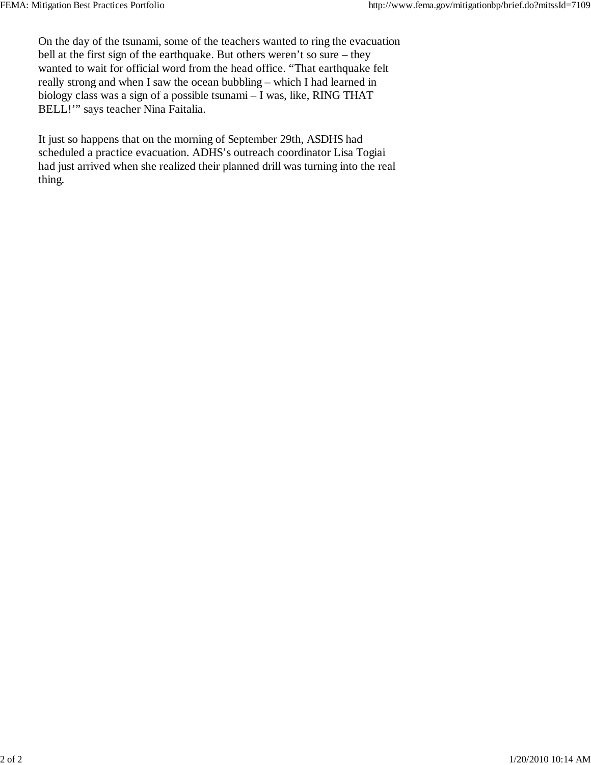On the day of the tsunami, some of the teachers wanted to ring the evacuation bell at the first sign of the earthquake. But others weren't so sure – they wanted to wait for official word from the head office. "That earthquake felt really strong and when I saw the ocean bubbling – which I had learned in biology class was a sign of a possible tsunami – I was, like, RING THAT BELL!'" says teacher Nina Faitalia.

It just so happens that on the morning of September 29th, ASDHS had scheduled a practice evacuation. ADHS's outreach coordinator Lisa Togiai had just arrived when she realized their planned drill was turning into the real thing.